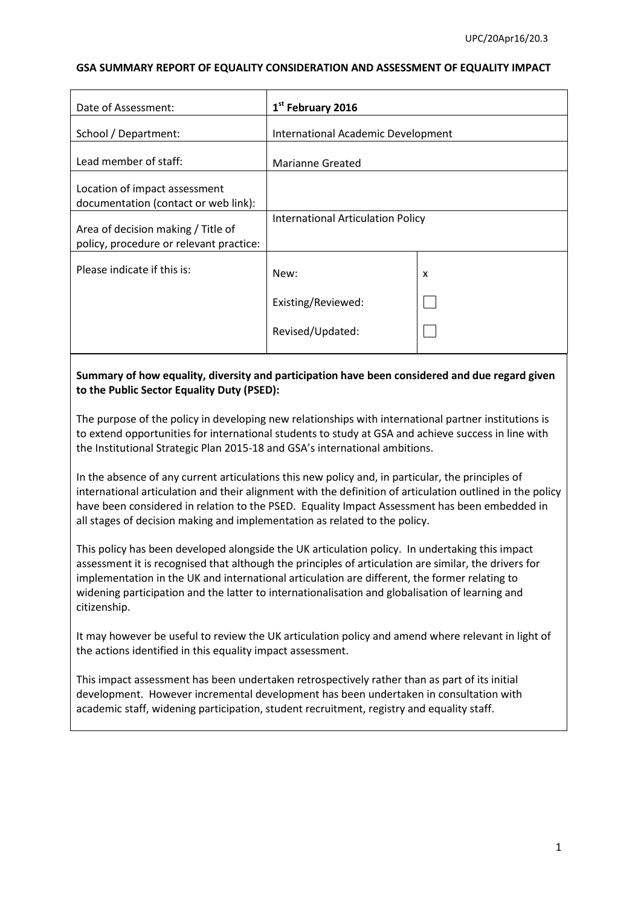**GSA SUMMARY REPORT OF EQUALITY CONSIDERATION AND ASSESSMENT OF EQUALITY IMPACT**

| | | |
|---|---|---|
| Date of Assessment: | **1st February 2016** | |
| School / Department: | International Academic Development | |
| Lead member of staff: | Marianne Greated | |
| Location of impact assessment documentation (contact or web link): | | |
| Area of decision making / Title of policy, procedure or relevant practice: | International Articulation Policy | |
| Please indicate if this is: | New: | x |
| | Existing/Reviewed: | ☐ |
| | Revised/Updated: | ☐ |

**Summary of how equality, diversity and participation have been considered and due regard given to the Public Sector Equality Duty (PSED):**

The purpose of the policy in developing new relationships with international partner institutions is to extend opportunities for international students to study at GSA and achieve success in line with the Institutional Strategic Plan 2015-18 and GSA's international ambitions.

In the absence of any current articulations this new policy and, in particular, the principles of international articulation and their alignment with the definition of articulation outlined in the policy have been considered in relation to the PSED. Equality Impact Assessment has been embedded in all stages of decision making and implementation as related to the policy.

This policy has been developed alongside the UK articulation policy. In undertaking this impact assessment it is recognised that although the principles of articulation are similar, the drivers for implementation in the UK and international articulation are different, the former relating to widening participation and the latter to internationalisation and globalisation of learning and citizenship.

It may however be useful to review the UK articulation policy and amend where relevant in light of the actions identified in this equality impact assessment.

This impact assessment has been undertaken retrospectively rather than as part of its initial development. However incremental development has been undertaken in consultation with academic staff, widening participation, student recruitment, registry and equality staff.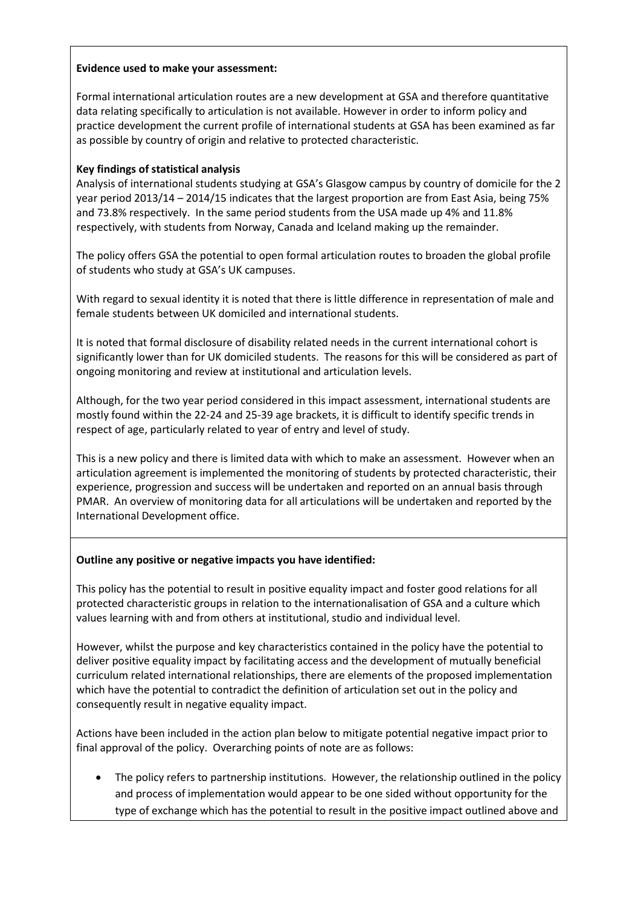**Evidence used to make your assessment:**

Formal international articulation routes are a new development at GSA and therefore quantitative data relating specifically to articulation is not available. However in order to inform policy and practice development the current profile of international students at GSA has been examined as far as possible by country of origin and relative to protected characteristic.

**Key findings of statistical analysis**

Analysis of international students studying at GSA's Glasgow campus by country of domicile for the 2 year period 2013/14 – 2014/15 indicates that the largest proportion are from East Asia, being 75% and 73.8% respectively. In the same period students from the USA made up 4% and 11.8% respectively, with students from Norway, Canada and Iceland making up the remainder.

The policy offers GSA the potential to open formal articulation routes to broaden the global profile of students who study at GSA's UK campuses.

With regard to sexual identity it is noted that there is little difference in representation of male and female students between UK domiciled and international students.

It is noted that formal disclosure of disability related needs in the current international cohort is significantly lower than for UK domiciled students. The reasons for this will be considered as part of ongoing monitoring and review at institutional and articulation levels.

Although, for the two year period considered in this impact assessment, international students are mostly found within the 22-24 and 25-39 age brackets, it is difficult to identify specific trends in respect of age, particularly related to year of entry and level of study.

This is a new policy and there is limited data with which to make an assessment. However when an articulation agreement is implemented the monitoring of students by protected characteristic, their experience, progression and success will be undertaken and reported on an annual basis through PMAR. An overview of monitoring data for all articulations will be undertaken and reported by the International Development office.

**Outline any positive or negative impacts you have identified:**

This policy has the potential to result in positive equality impact and foster good relations for all protected characteristic groups in relation to the internationalisation of GSA and a culture which values learning with and from others at institutional, studio and individual level.

However, whilst the purpose and key characteristics contained in the policy have the potential to deliver positive equality impact by facilitating access and the development of mutually beneficial curriculum related international relationships, there are elements of the proposed implementation which have the potential to contradict the definition of articulation set out in the policy and consequently result in negative equality impact.

Actions have been included in the action plan below to mitigate potential negative impact prior to final approval of the policy. Overarching points of note are as follows:

- The policy refers to partnership institutions. However, the relationship outlined in the policy and process of implementation would appear to be one sided without opportunity for the type of exchange which has the potential to result in the positive impact outlined above and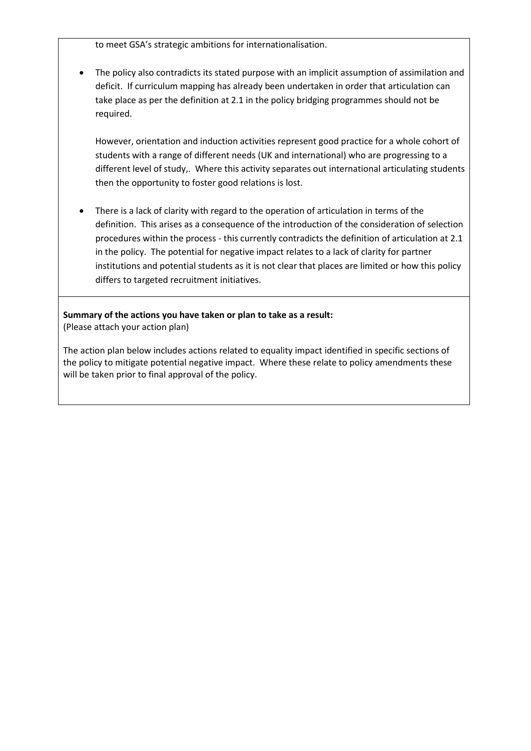to meet GSA's strategic ambitions for internationalisation.

- The policy also contradicts its stated purpose with an implicit assumption of assimilation and deficit. If curriculum mapping has already been undertaken in order that articulation can take place as per the definition at 2.1 in the policy bridging programmes should not be required.

  However, orientation and induction activities represent good practice for a whole cohort of students with a range of different needs (UK and international) who are progressing to a different level of study,. Where this activity separates out international articulating students then the opportunity to foster good relations is lost.

- There is a lack of clarity with regard to the operation of articulation in terms of the definition. This arises as a consequence of the introduction of the consideration of selection procedures within the process - this currently contradicts the definition of articulation at 2.1 in the policy. The potential for negative impact relates to a lack of clarity for partner institutions and potential students as it is not clear that places are limited or how this policy differs to targeted recruitment initiatives.

**Summary of the actions you have taken or plan to take as a result:**
(Please attach your action plan)

The action plan below includes actions related to equality impact identified in specific sections of the policy to mitigate potential negative impact. Where these relate to policy amendments these will be taken prior to final approval of the policy.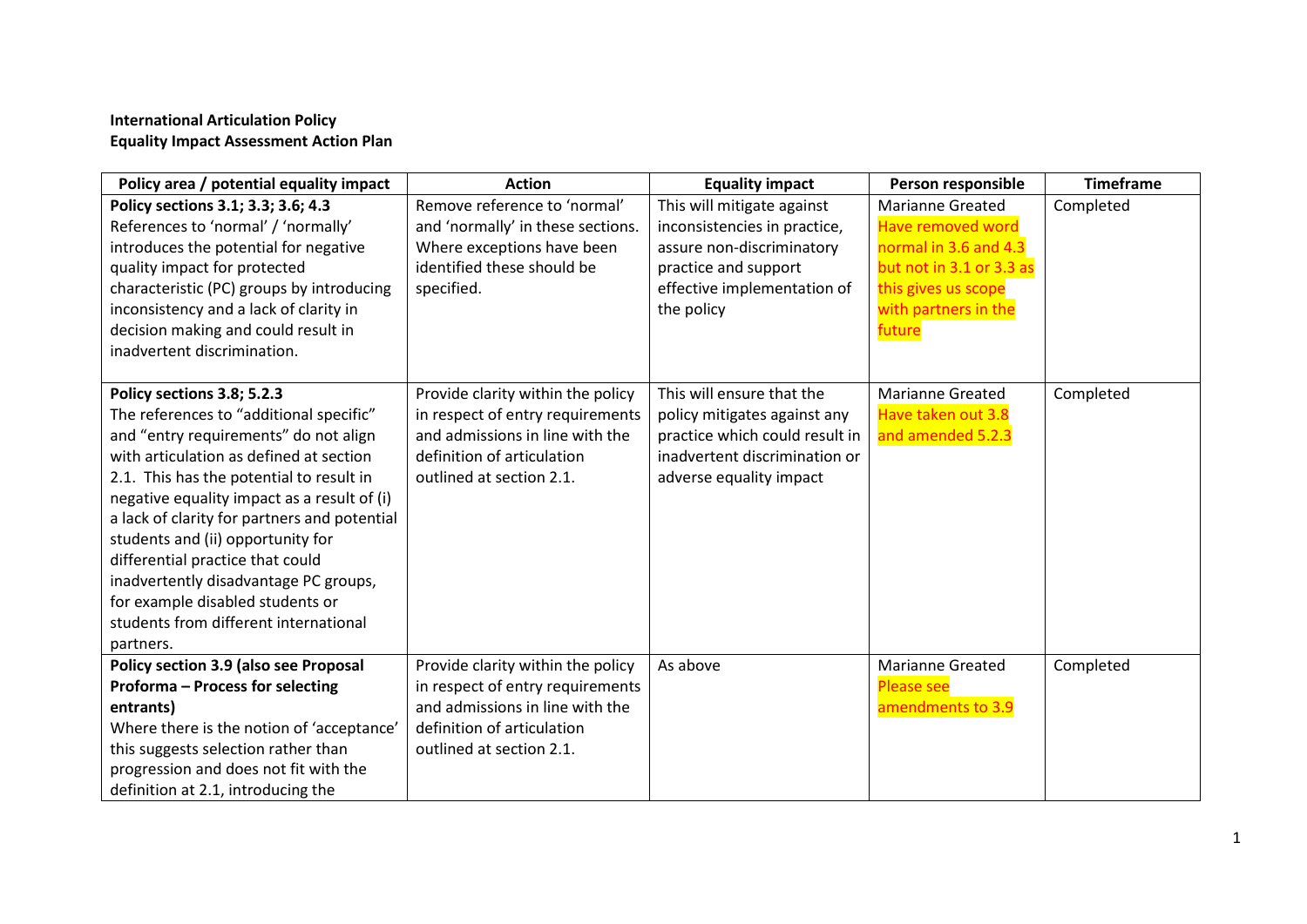**International Articulation Policy**
**Equality Impact Assessment Action Plan**

| Policy area / potential equality impact | Action | Equality impact | Person responsible | Timeframe |
|---|---|---|---|---|
| **Policy sections 3.1; 3.3; 3.6; 4.3** References to 'normal' / 'normally' introduces the potential for negative quality impact for protected characteristic (PC) groups by introducing inconsistency and a lack of clarity in decision making and could result in inadvertent discrimination. | Remove reference to 'normal' and 'normally' in these sections. Where exceptions have been identified these should be specified. | This will mitigate against inconsistencies in practice, assure non-discriminatory practice and support effective implementation of the policy | Marianne Greated Have removed word normal in 3.6 and 4.3 but not in 3.1 or 3.3 as this gives us scope with partners in the future | Completed |
| **Policy sections 3.8; 5.2.3** The references to "additional specific" and "entry requirements" do not align with articulation as defined at section 2.1. This has the potential to result in negative equality impact as a result of (i) a lack of clarity for partners and potential students and (ii) opportunity for differential practice that could inadvertently disadvantage PC groups, for example disabled students or students from different international partners. | Provide clarity within the policy in respect of entry requirements and admissions in line with the definition of articulation outlined at section 2.1. | This will ensure that the policy mitigates against any practice which could result in inadvertent discrimination or adverse equality impact | Marianne Greated Have taken out 3.8 and amended 5.2.3 | Completed |
| **Policy section 3.9 (also see Proposal Proforma – Process for selecting entrants)** Where there is the notion of 'acceptance' this suggests selection rather than progression and does not fit with the definition at 2.1, introducing the | Provide clarity within the policy in respect of entry requirements and admissions in line with the definition of articulation outlined at section 2.1. | As above | Marianne Greated Please see amendments to 3.9 | Completed |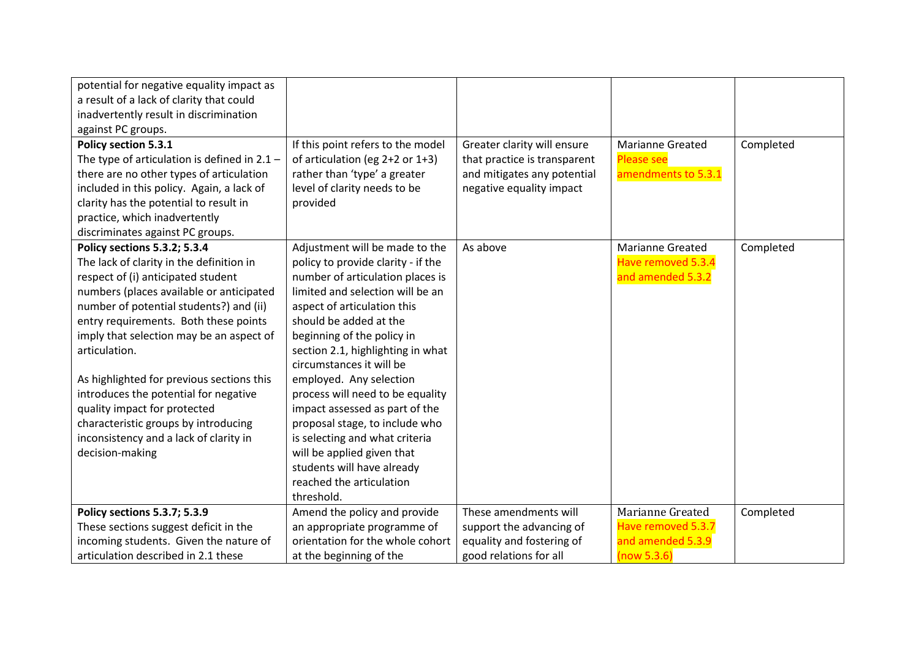| | | | | |
|---|---|---|---|---|
| potential for negative equality impact as a result of a lack of clarity that could inadvertently result in discrimination against PC groups. | | | | |
| **Policy section 5.3.1**<br>The type of articulation is defined in 2.1 – there are no other types of articulation included in this policy. Again, a lack of clarity has the potential to result in practice, which inadvertently discriminates against PC groups. | If this point refers to the model of articulation (eg 2+2 or 1+3) rather than 'type' a greater level of clarity needs to be provided | Greater clarity will ensure that practice is transparent and mitigates any potential negative equality impact | Marianne Greated<br>Please see amendments to 5.3.1 | Completed |
| **Policy sections 5.3.2; 5.3.4**<br>The lack of clarity in the definition in respect of (i) anticipated student numbers (places available or anticipated number of potential students?) and (ii) entry requirements. Both these points imply that selection may be an aspect of articulation.<br><br>As highlighted for previous sections this introduces the potential for negative quality impact for protected characteristic groups by introducing inconsistency and a lack of clarity in decision-making | Adjustment will be made to the policy to provide clarity - if the number of articulation places is limited and selection will be an aspect of articulation this should be added at the beginning of the policy in section 2.1, highlighting in what circumstances it will be employed. Any selection process will need to be equality impact assessed as part of the proposal stage, to include who is selecting and what criteria will be applied given that students will have already reached the articulation threshold. | As above | Marianne Greated<br>Have removed 5.3.4 and amended 5.3.2 | Completed |
| **Policy sections 5.3.7; 5.3.9**<br>These sections suggest deficit in the incoming students. Given the nature of articulation described in 2.1 these | Amend the policy and provide an appropriate programme of orientation for the whole cohort at the beginning of the | These amendments will support the advancing of equality and fostering of good relations for all | Marianne Greated<br>Have removed 5.3.7 and amended 5.3.9 (now 5.3.6) | Completed |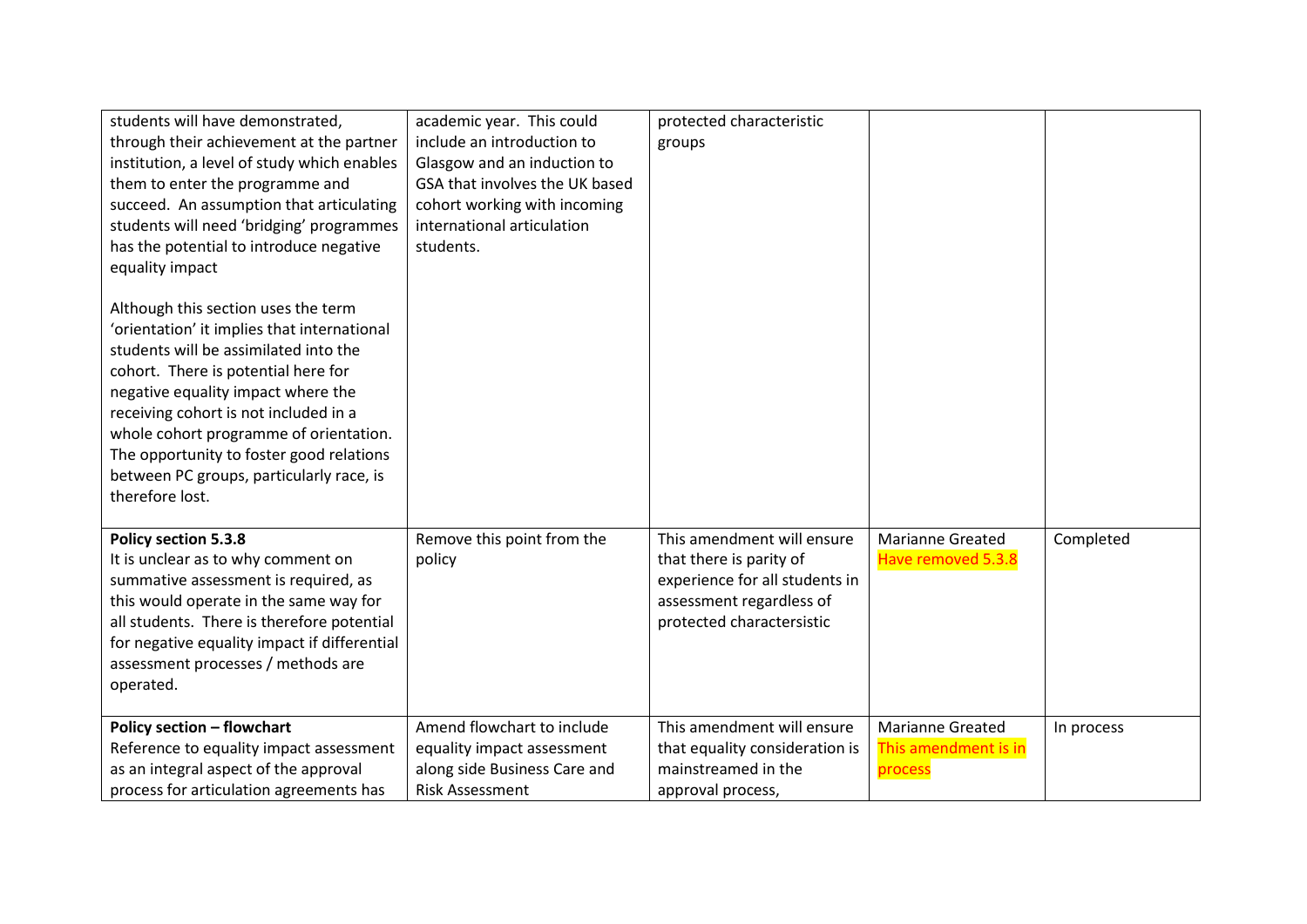| | | | | |
|---|---|---|---|---|
| students will have demonstrated, through their achievement at the partner institution, a level of study which enables them to enter the programme and succeed. An assumption that articulating students will need 'bridging' programmes has the potential to introduce negative equality impact<br><br>Although this section uses the term 'orientation' it implies that international students will be assimilated into the cohort. There is potential here for negative equality impact where the receiving cohort is not included in a whole cohort programme of orientation. The opportunity to foster good relations between PC groups, particularly race, is therefore lost. | academic year. This could include an introduction to Glasgow and an induction to GSA that involves the UK based cohort working with incoming international articulation students. | protected characteristic groups | | |
| **Policy section 5.3.8**<br>It is unclear as to why comment on summative assessment is required, as this would operate in the same way for all students. There is therefore potential for negative equality impact if differential assessment processes / methods are operated. | Remove this point from the policy | This amendment will ensure that there is parity of experience for all students in assessment regardless of protected charactersistic | Marianne Greated<br>Have removed 5.3.8 | Completed |
| **Policy section – flowchart**<br>Reference to equality impact assessment as an integral aspect of the approval process for articulation agreements has | Amend flowchart to include equality impact assessment along side Business Care and Risk Assessment | This amendment will ensure that equality consideration is mainstreamed in the approval process, | Marianne Greated<br>This amendment is in process | In process |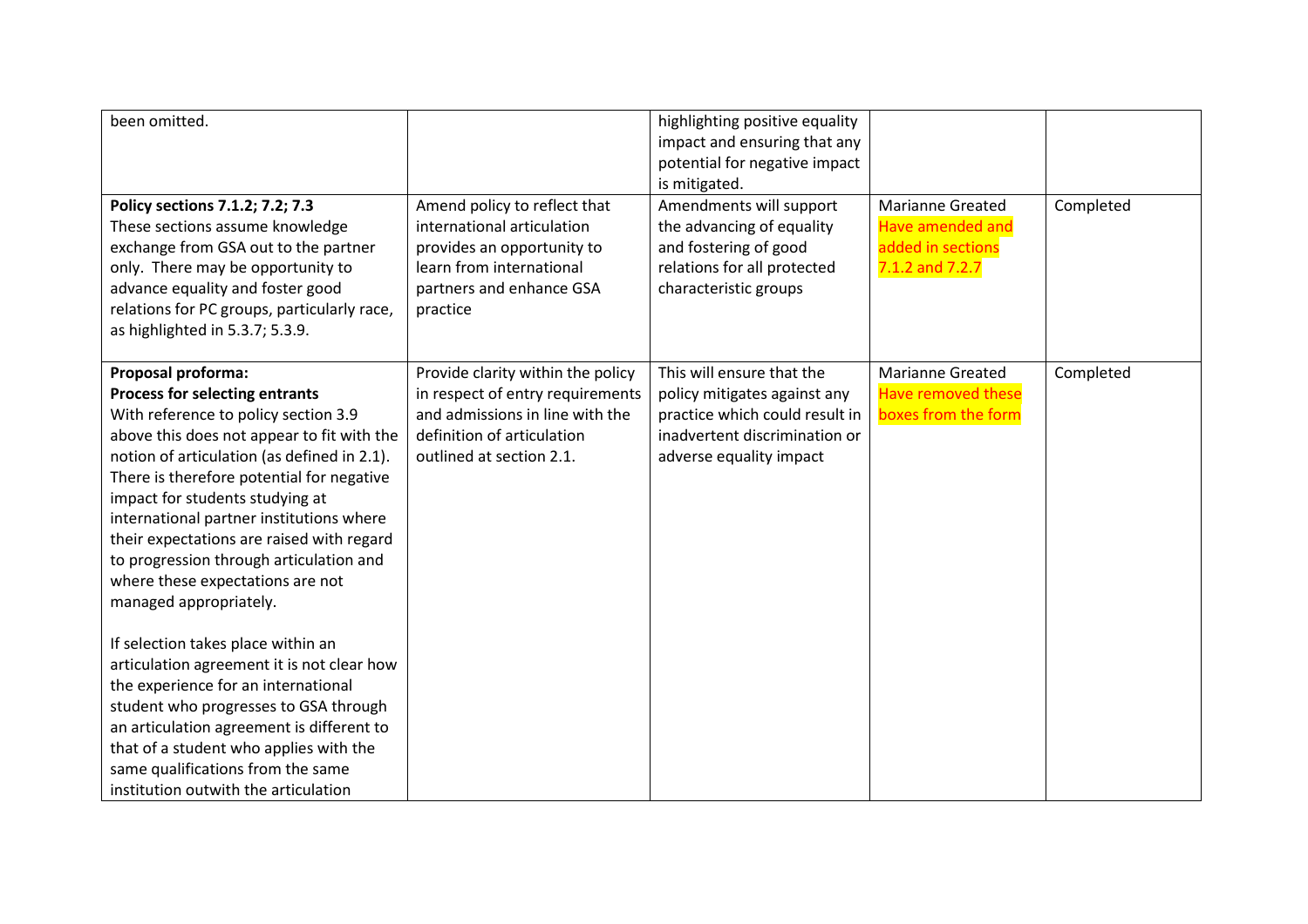| | | | | |
|---|---|---|---|---|
| been omitted. | | highlighting positive equality impact and ensuring that any potential for negative impact is mitigated. | | |
| **Policy sections 7.1.2; 7.2; 7.3**<br>These sections assume knowledge exchange from GSA out to the partner only. There may be opportunity to advance equality and foster good relations for PC groups, particularly race, as highlighted in 5.3.7; 5.3.9. | Amend policy to reflect that international articulation provides an opportunity to learn from international partners and enhance GSA practice | Amendments will support the advancing of equality and fostering of good relations for all protected characteristic groups | Marianne Greated<br>Have amended and added in sections 7.1.2 and 7.2.7 | Completed |
| **Proposal proforma:**<br>**Process for selecting entrants**<br>With reference to policy section 3.9 above this does not appear to fit with the notion of articulation (as defined in 2.1). There is therefore potential for negative impact for students studying at international partner institutions where their expectations are raised with regard to progression through articulation and where these expectations are not managed appropriately.<br><br>If selection takes place within an articulation agreement it is not clear how the experience for an international student who progresses to GSA through an articulation agreement is different to that of a student who applies with the same qualifications from the same institution outwith the articulation | Provide clarity within the policy in respect of entry requirements and admissions in line with the definition of articulation outlined at section 2.1. | This will ensure that the policy mitigates against any practice which could result in inadvertent discrimination or adverse equality impact | Marianne Greated<br>Have removed these boxes from the form | Completed |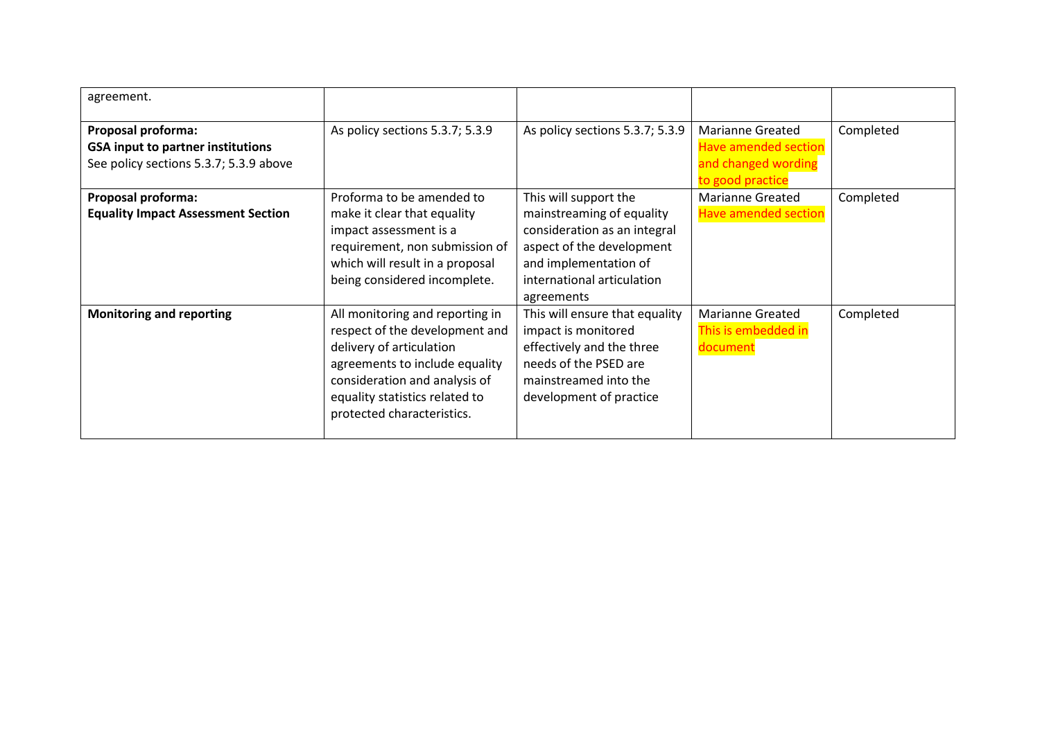| | | | | |
|---|---|---|---|---|
| agreement. | | | | |
| **Proposal proforma:** **GSA input to partner institutions** See policy sections 5.3.7; 5.3.9 above | As policy sections 5.3.7; 5.3.9 | As policy sections 5.3.7; 5.3.9 | Marianne Greated Have amended section and changed wording to good practice | Completed |
| **Proposal proforma:** **Equality Impact Assessment Section** | Proforma to be amended to make it clear that equality impact assessment is a requirement, non submission of which will result in a proposal being considered incomplete. | This will support the mainstreaming of equality consideration as an integral aspect of the development and implementation of international articulation agreements | Marianne Greated Have amended section | Completed |
| **Monitoring and reporting** | All monitoring and reporting in respect of the development and delivery of articulation agreements to include equality consideration and analysis of equality statistics related to protected characteristics. | This will ensure that equality impact is monitored effectively and the three needs of the PSED are mainstreamed into the development of practice | Marianne Greated This is embedded in document | Completed |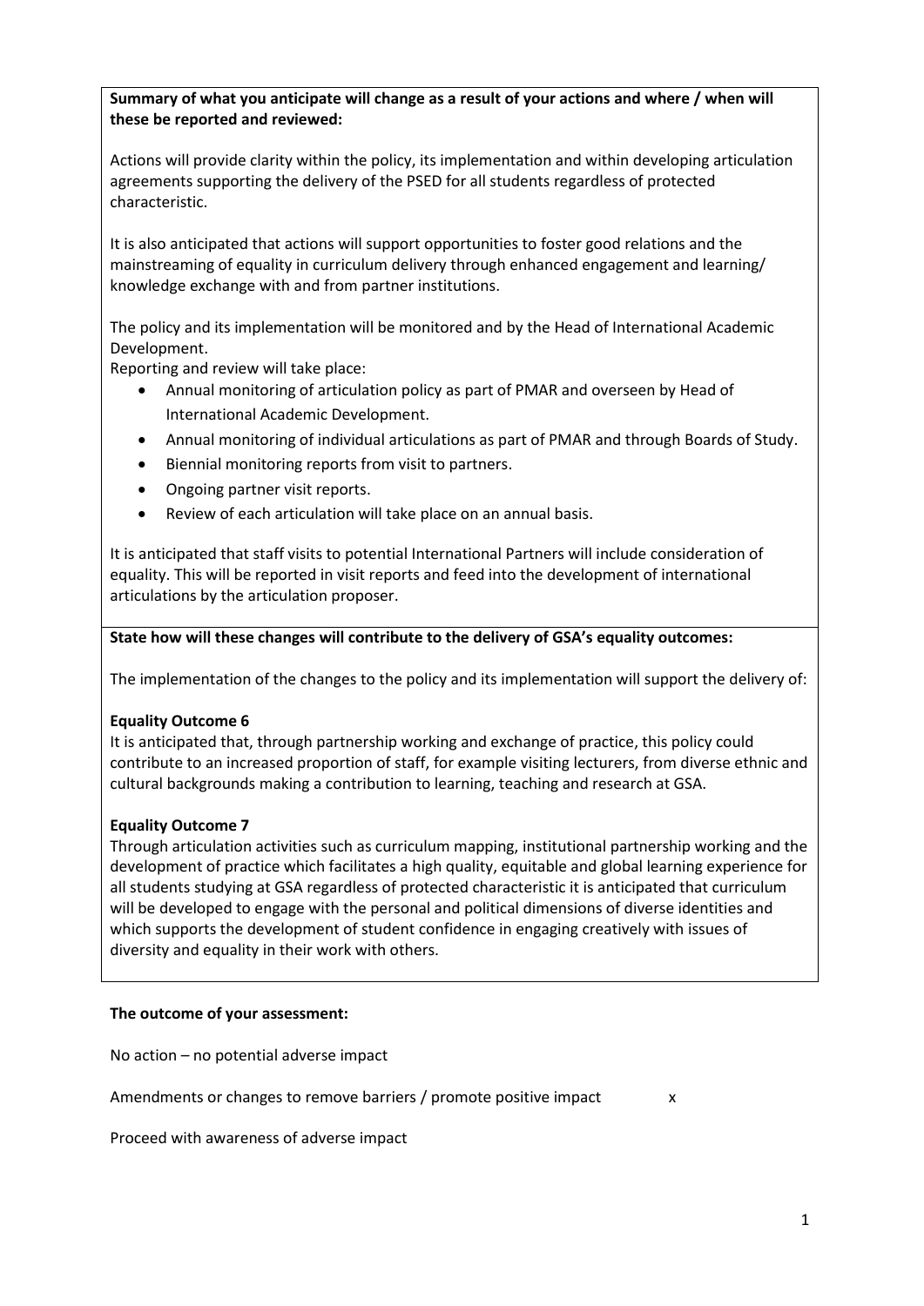**Summary of what you anticipate will change as a result of your actions and where / when will these be reported and reviewed:**

Actions will provide clarity within the policy, its implementation and within developing articulation agreements supporting the delivery of the PSED for all students regardless of protected characteristic.

It is also anticipated that actions will support opportunities to foster good relations and the mainstreaming of equality in curriculum delivery through enhanced engagement and learning/ knowledge exchange with and from partner institutions.

The policy and its implementation will be monitored and by the Head of International Academic Development.

Reporting and review will take place:

- Annual monitoring of articulation policy as part of PMAR and overseen by Head of International Academic Development.
- Annual monitoring of individual articulations as part of PMAR and through Boards of Study.
- Biennial monitoring reports from visit to partners.
- Ongoing partner visit reports.
- Review of each articulation will take place on an annual basis.

It is anticipated that staff visits to potential International Partners will include consideration of equality. This will be reported in visit reports and feed into the development of international articulations by the articulation proposer.

**State how will these changes will contribute to the delivery of GSA's equality outcomes:**

The implementation of the changes to the policy and its implementation will support the delivery of:

**Equality Outcome 6**

It is anticipated that, through partnership working and exchange of practice, this policy could contribute to an increased proportion of staff, for example visiting lecturers, from diverse ethnic and cultural backgrounds making a contribution to learning, teaching and research at GSA.

**Equality Outcome 7**

Through articulation activities such as curriculum mapping, institutional partnership working and the development of practice which facilitates a high quality, equitable and global learning experience for all students studying at GSA regardless of protected characteristic it is anticipated that curriculum will be developed to engage with the personal and political dimensions of diverse identities and which supports the development of student confidence in engaging creatively with issues of diversity and equality in their work with others.

**The outcome of your assessment:**

No action – no potential adverse impact

Amendments or changes to remove barriers / promote positive impact x

Proceed with awareness of adverse impact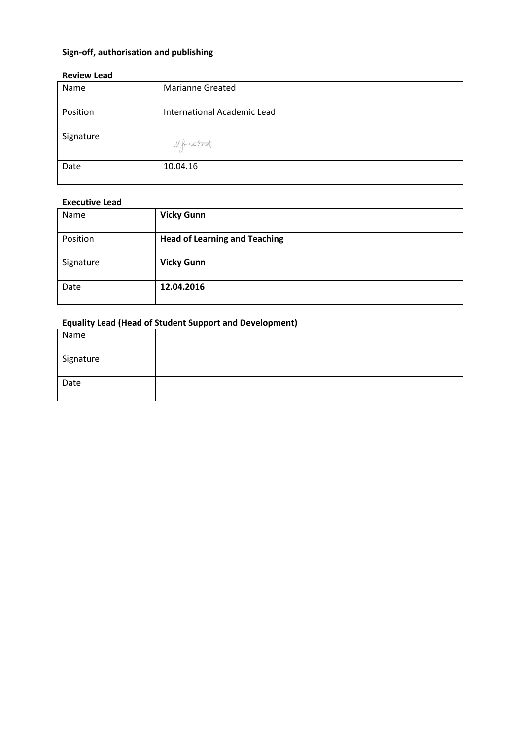**Sign-off, authorisation and publishing**

**Review Lead**

| | |
|---|---|
| Name | Marianne Greated |
| Position | International Academic Lead |
| Signature | M Greated |
| Date | 10.04.16 |

**Executive Lead**

| | |
|---|---|
| Name | **Vicky Gunn** |
| Position | **Head of Learning and Teaching** |
| Signature | **Vicky Gunn** |
| Date | **12.04.2016** |

**Equality Lead (Head of Student Support and Development)**

| | |
|---|---|
| Name | |
| Signature | |
| Date | |